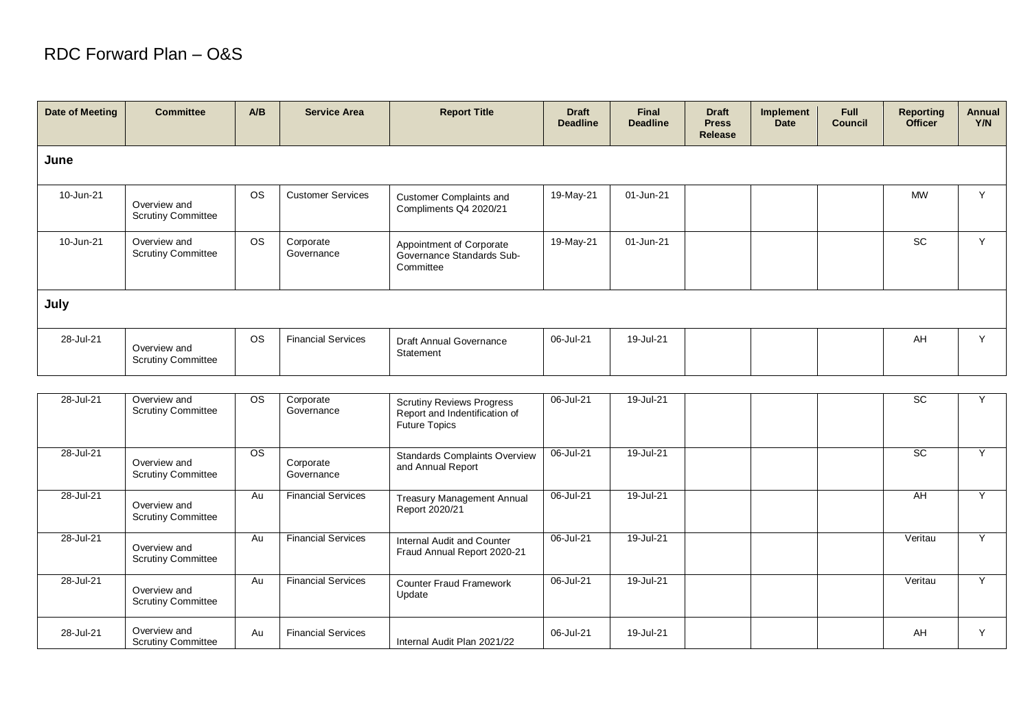# RDC Forward Plan – O&S

| Date of Meeting | Committee | A/B | Service Area | Report Title | Draft Deadline | Final Deadline | Draft Press Release | Implement Date | Full Council | Reporting Officer | Annual Y/N |
|---|---|---|---|---|---|---|---|---|---|---|---|
| **June** | | | | | | | | | | | |
| 10-Jun-21 | Overview and Scrutiny Committee | OS | Customer Services | Customer Complaints and Compliments Q4 2020/21 | 19-May-21 | 01-Jun-21 | | | | MW | Y |
| 10-Jun-21 | Overview and Scrutiny Committee | OS | Corporate Governance | Appointment of Corporate Governance Standards Sub-Committee | 19-May-21 | 01-Jun-21 | | | | SC | Y |
| **July** | | | | | | | | | | | |
| 28-Jul-21 | Overview and Scrutiny Committee | OS | Financial Services | Draft Annual Governance Statement | 06-Jul-21 | 19-Jul-21 | | | | AH | Y |
| 28-Jul-21 | Overview and Scrutiny Committee | OS | Corporate Governance | Scrutiny Reviews Progress Report and Indentification of Future Topics | 06-Jul-21 | 19-Jul-21 | | | | SC | Y |
| 28-Jul-21 | Overview and Scrutiny Committee | OS | Corporate Governance | Standards Complaints Overview and Annual Report | 06-Jul-21 | 19-Jul-21 | | | | SC | Y |
| 28-Jul-21 | Overview and Scrutiny Committee | Au | Financial Services | Treasury Management Annual Report 2020/21 | 06-Jul-21 | 19-Jul-21 | | | | AH | Y |
| 28-Jul-21 | Overview and Scrutiny Committee | Au | Financial Services | Internal Audit and Counter Fraud Annual Report 2020-21 | 06-Jul-21 | 19-Jul-21 | | | | Veritau | Y |
| 28-Jul-21 | Overview and Scrutiny Committee | Au | Financial Services | Counter Fraud Framework Update | 06-Jul-21 | 19-Jul-21 | | | | Veritau | Y |
| 28-Jul-21 | Overview and Scrutiny Committee | Au | Financial Services | Internal Audit Plan 2021/22 | 06-Jul-21 | 19-Jul-21 | | | | AH | Y |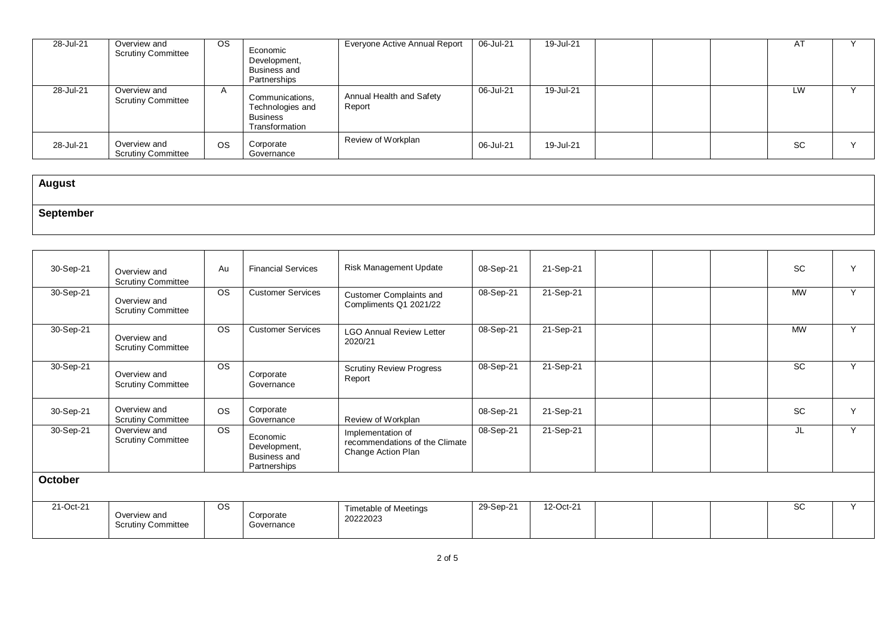| | | | | | | | | | | | |
|---|---|---|---|---|---|---|---|---|---|---|---|
| 28-Jul-21 | Overview and Scrutiny Committee | OS | Economic Development, Business and Partnerships | Everyone Active Annual Report | 06-Jul-21 | 19-Jul-21 | | | | AT | Y |
| 28-Jul-21 | Overview and Scrutiny Committee | A | Communications, Technologies and Business Transformation | Annual Health and Safety Report | 06-Jul-21 | 19-Jul-21 | | | | LW | Y |
| 28-Jul-21 | Overview and Scrutiny Committee | OS | Corporate Governance | Review of Workplan | 06-Jul-21 | 19-Jul-21 | | | | SC | Y |

**August**

**September**

| | | | | | | | | | | | |
|---|---|---|---|---|---|---|---|---|---|---|---|
| 30-Sep-21 | Overview and Scrutiny Committee | Au | Financial Services | Risk Management Update | 08-Sep-21 | 21-Sep-21 | | | | SC | Y |
| 30-Sep-21 | Overview and Scrutiny Committee | OS | Customer Services | Customer Complaints and Compliments Q1 2021/22 | 08-Sep-21 | 21-Sep-21 | | | | MW | Y |
| 30-Sep-21 | Overview and Scrutiny Committee | OS | Customer Services | LGO Annual Review Letter 2020/21 | 08-Sep-21 | 21-Sep-21 | | | | MW | Y |
| 30-Sep-21 | Overview and Scrutiny Committee | OS | Corporate Governance | Scrutiny Review Progress Report | 08-Sep-21 | 21-Sep-21 | | | | SC | Y |
| 30-Sep-21 | Overview and Scrutiny Committee | OS | Corporate Governance | Review of Workplan | 08-Sep-21 | 21-Sep-21 | | | | SC | Y |
| 30-Sep-21 | Overview and Scrutiny Committee | OS | Economic Development, Business and Partnerships | Implementation of recommendations of the Climate Change Action Plan | 08-Sep-21 | 21-Sep-21 | | | | JL | Y |
| **October** | | | | | | | | | | | |
| 21-Oct-21 | Overview and Scrutiny Committee | OS | Corporate Governance | Timetable of Meetings 20222023 | 29-Sep-21 | 12-Oct-21 | | | | SC | Y |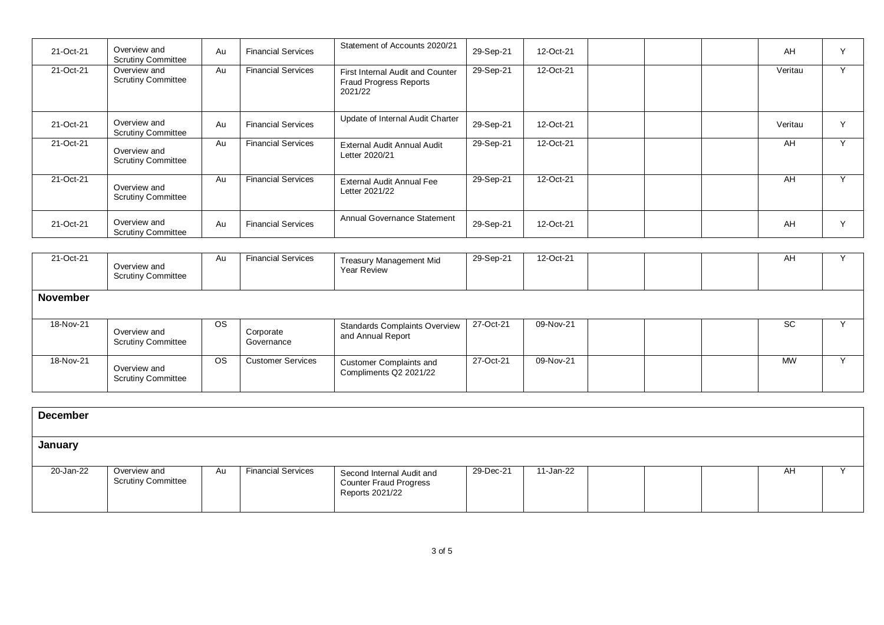| | | | | | | | | | | | |
|---|---|---|---|---|---|---|---|---|---|---|---|
| 21-Oct-21 | Overview and Scrutiny Committee | Au | Financial Services | Statement of Accounts 2020/21 | 29-Sep-21 | 12-Oct-21 | | | | AH | Y |
| 21-Oct-21 | Overview and Scrutiny Committee | Au | Financial Services | First Internal Audit and Counter Fraud Progress Reports 2021/22 | 29-Sep-21 | 12-Oct-21 | | | | Veritau | Y |
| 21-Oct-21 | Overview and Scrutiny Committee | Au | Financial Services | Update of Internal Audit Charter | 29-Sep-21 | 12-Oct-21 | | | | Veritau | Y |
| 21-Oct-21 | Overview and Scrutiny Committee | Au | Financial Services | External Audit Annual Audit Letter 2020/21 | 29-Sep-21 | 12-Oct-21 | | | | AH | Y |
| 21-Oct-21 | Overview and Scrutiny Committee | Au | Financial Services | External Audit Annual Fee Letter 2021/22 | 29-Sep-21 | 12-Oct-21 | | | | AH | Y |
| 21-Oct-21 | Overview and Scrutiny Committee | Au | Financial Services | Annual Governance Statement | 29-Sep-21 | 12-Oct-21 | | | | AH | Y |
| 21-Oct-21 | Overview and Scrutiny Committee | Au | Financial Services | Treasury Management Mid Year Review | 29-Sep-21 | 12-Oct-21 | | | | AH | Y |
| **November** | | | | | | | | | | | |
| 18-Nov-21 | Overview and Scrutiny Committee | OS | Corporate Governance | Standards Complaints Overview and Annual Report | 27-Oct-21 | 09-Nov-21 | | | | SC | Y |
| 18-Nov-21 | Overview and Scrutiny Committee | OS | Customer Services | Customer Complaints and Compliments Q2 2021/22 | 27-Oct-21 | 09-Nov-21 | | | | MW | Y |
| **December** | | | | | | | | | | | |
| **January** | | | | | | | | | | | |
| 20-Jan-22 | Overview and Scrutiny Committee | Au | Financial Services | Second Internal Audit and Counter Fraud Progress Reports 2021/22 | 29-Dec-21 | 11-Jan-22 | | | | AH | Y |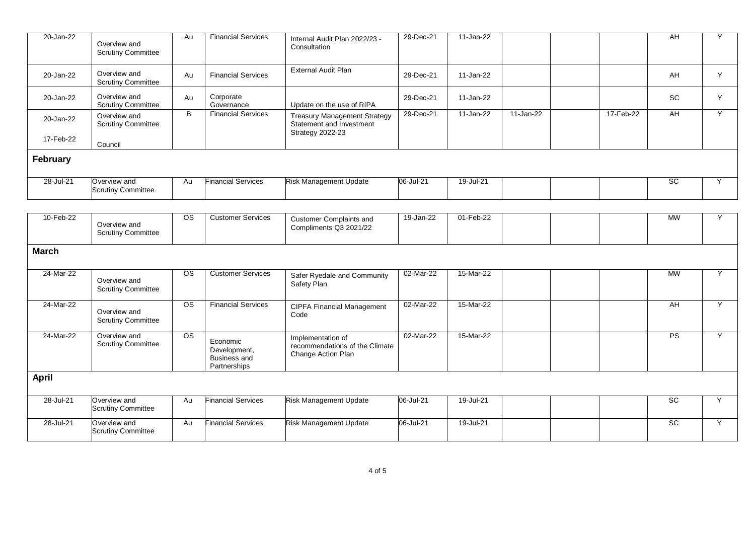| | | | | | | | | | | | |
|---|---|---|---|---|---|---|---|---|---|---|---|
| 20-Jan-22 | Overview and Scrutiny Committee | Au | Financial Services | Internal Audit Plan 2022/23 - Consultation | 29-Dec-21 | 11-Jan-22 | | | | AH | Y |
| 20-Jan-22 | Overview and Scrutiny Committee | Au | Financial Services | External Audit Plan | 29-Dec-21 | 11-Jan-22 | | | | AH | Y |
| 20-Jan-22 | Overview and Scrutiny Committee | Au | Corporate Governance | Update on the use of RIPA | 29-Dec-21 | 11-Jan-22 | | | | SC | Y |
| 20-Jan-22<br>17-Feb-22 | Overview and Scrutiny Committee<br>Council | B | Financial Services | Treasury Management Strategy Statement and Investment Strategy 2022-23 | 29-Dec-21 | 11-Jan-22 | 11-Jan-22 | | 17-Feb-22 | AH | Y |
| **February** | | | | | | | | | | | |
| 28-Jul-21 | Overview and Scrutiny Committee | Au | Financial Services | Risk Management Update | 06-Jul-21 | 19-Jul-21 | | | | SC | Y |
| 10-Feb-22 | Overview and Scrutiny Committee | OS | Customer Services | Customer Complaints and Compliments Q3 2021/22 | 19-Jan-22 | 01-Feb-22 | | | | MW | Y |
| **March** | | | | | | | | | | | |
| 24-Mar-22 | Overview and Scrutiny Committee | OS | Customer Services | Safer Ryedale and Community Safety Plan | 02-Mar-22 | 15-Mar-22 | | | | MW | Y |
| 24-Mar-22 | Overview and Scrutiny Committee | OS | Financial Services | CIPFA Financial Management Code | 02-Mar-22 | 15-Mar-22 | | | | AH | Y |
| 24-Mar-22 | Overview and Scrutiny Committee | OS | Economic Development, Business and Partnerships | Implementation of recommendations of the Climate Change Action Plan | 02-Mar-22 | 15-Mar-22 | | | | PS | Y |
| **April** | | | | | | | | | | | |
| 28-Jul-21 | Overview and Scrutiny Committee | Au | Financial Services | Risk Management Update | 06-Jul-21 | 19-Jul-21 | | | | SC | Y |
| 28-Jul-21 | Overview and Scrutiny Committee | Au | Financial Services | Risk Management Update | 06-Jul-21 | 19-Jul-21 | | | | SC | Y |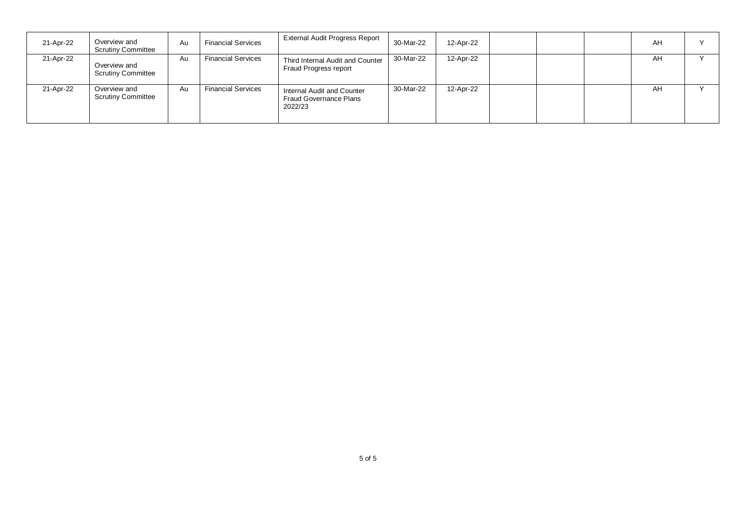| | | | | | | | | | | | |
|---|---|---|---|---|---|---|---|---|---|---|---|
| 21-Apr-22 | Overview and Scrutiny Committee | Au | Financial Services | External Audit Progress Report | 30-Mar-22 | 12-Apr-22 | | | | AH | Y |
| 21-Apr-22 | Overview and Scrutiny Committee | Au | Financial Services | Third Internal Audit and Counter Fraud Progress report | 30-Mar-22 | 12-Apr-22 | | | | AH | Y |
| 21-Apr-22 | Overview and Scrutiny Committee | Au | Financial Services | Internal Audit and Counter Fraud Governance Plans 2022/23 | 30-Mar-22 | 12-Apr-22 | | | | AH | Y |